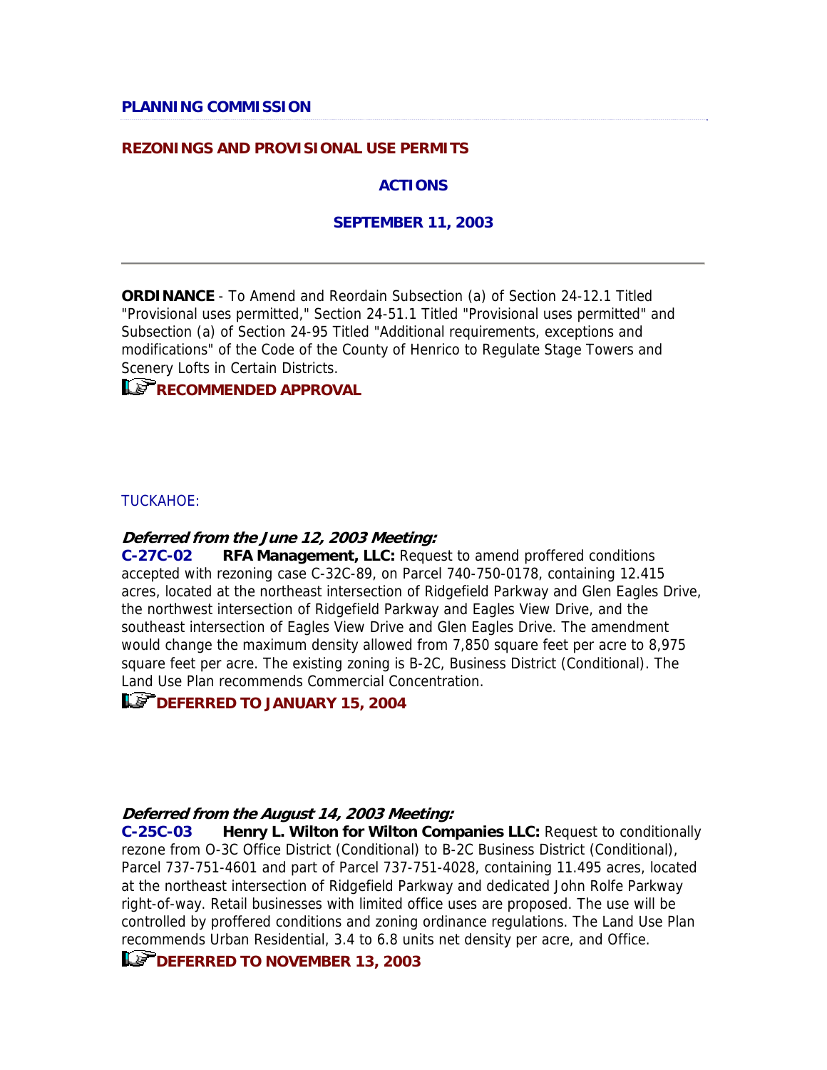**PLANNING COMMISSION**

**REZONINGS AND PROVISIONAL USE PERMITS**

**ACTIONS**

**SEPTEMBER 11, 2003**

---

**ORDINANCE** - To Amend and Reordain Subsection (a) of Section 24-12.1 Titled "Provisional uses permitted," Section 24-51.1 Titled "Provisional uses permitted" and Subsection (a) of Section 24-95 Titled "Additional requirements, exceptions and modifications" of the Code of the County of Henrico to Regulate Stage Towers and Scenery Lofts in Certain Districts.

**RECOMMENDED APPROVAL**

TUCKAHOE:

***Deferred from the June 12, 2003 Meeting:***

**C-27C-02** **RFA Management, LLC:** Request to amend proffered conditions accepted with rezoning case C-32C-89, on Parcel 740-750-0178, containing 12.415 acres, located at the northeast intersection of Ridgefield Parkway and Glen Eagles Drive, the northwest intersection of Ridgefield Parkway and Eagles View Drive, and the southeast intersection of Eagles View Drive and Glen Eagles Drive. The amendment would change the maximum density allowed from 7,850 square feet per acre to 8,975 square feet per acre. The existing zoning is B-2C, Business District (Conditional). The Land Use Plan recommends Commercial Concentration.

**DEFERRED TO JANUARY 15, 2004**

***Deferred from the August 14, 2003 Meeting:***

**C-25C-03** **Henry L. Wilton for Wilton Companies LLC:** Request to conditionally rezone from O-3C Office District (Conditional) to B-2C Business District (Conditional), Parcel 737-751-4601 and part of Parcel 737-751-4028, containing 11.495 acres, located at the northeast intersection of Ridgefield Parkway and dedicated John Rolfe Parkway right-of-way. Retail businesses with limited office uses are proposed. The use will be controlled by proffered conditions and zoning ordinance regulations. The Land Use Plan recommends Urban Residential, 3.4 to 6.8 units net density per acre, and Office.

**DEFERRED TO NOVEMBER 13, 2003**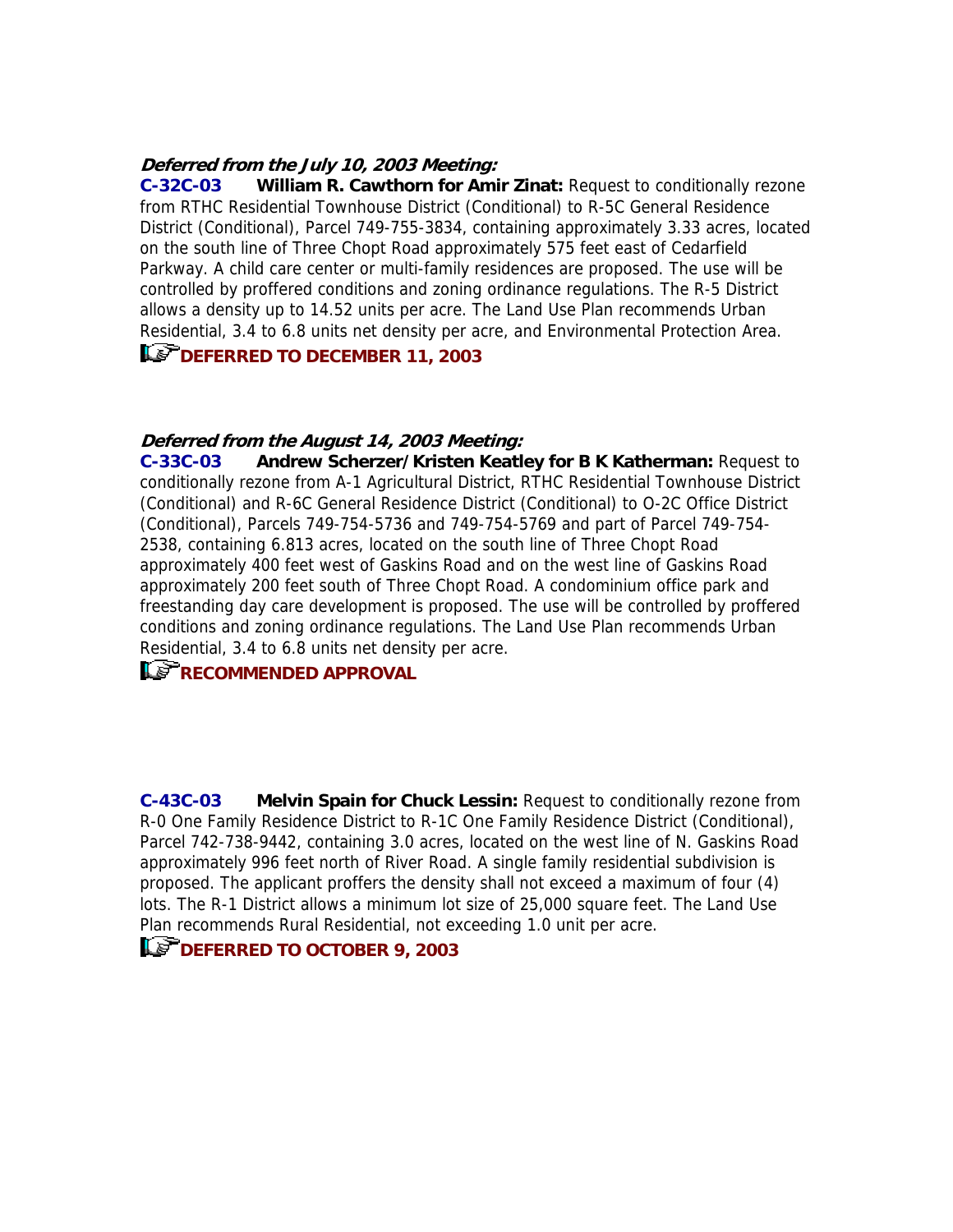***Deferred from the July 10, 2003 Meeting:***

**C-32C-03 William R. Cawthorn for Amir Zinat:** Request to conditionally rezone from RTHC Residential Townhouse District (Conditional) to R-5C General Residence District (Conditional), Parcel 749-755-3834, containing approximately 3.33 acres, located on the south line of Three Chopt Road approximately 575 feet east of Cedarfield Parkway. A child care center or multi-family residences are proposed. The use will be controlled by proffered conditions and zoning ordinance regulations. The R-5 District allows a density up to 14.52 units per acre. The Land Use Plan recommends Urban Residential, 3.4 to 6.8 units net density per acre, and Environmental Protection Area.

**DEFERRED TO DECEMBER 11, 2003**

***Deferred from the August 14, 2003 Meeting:***

**C-33C-03 Andrew Scherzer/Kristen Keatley for B K Katherman:** Request to conditionally rezone from A-1 Agricultural District, RTHC Residential Townhouse District (Conditional) and R-6C General Residence District (Conditional) to O-2C Office District (Conditional), Parcels 749-754-5736 and 749-754-5769 and part of Parcel 749-754-2538, containing 6.813 acres, located on the south line of Three Chopt Road approximately 400 feet west of Gaskins Road and on the west line of Gaskins Road approximately 200 feet south of Three Chopt Road. A condominium office park and freestanding day care development is proposed. The use will be controlled by proffered conditions and zoning ordinance regulations. The Land Use Plan recommends Urban Residential, 3.4 to 6.8 units net density per acre.

**RECOMMENDED APPROVAL**

**C-43C-03 Melvin Spain for Chuck Lessin:** Request to conditionally rezone from R-0 One Family Residence District to R-1C One Family Residence District (Conditional), Parcel 742-738-9442, containing 3.0 acres, located on the west line of N. Gaskins Road approximately 996 feet north of River Road. A single family residential subdivision is proposed. The applicant proffers the density shall not exceed a maximum of four (4) lots. The R-1 District allows a minimum lot size of 25,000 square feet. The Land Use Plan recommends Rural Residential, not exceeding 1.0 unit per acre.

**DEFERRED TO OCTOBER 9, 2003**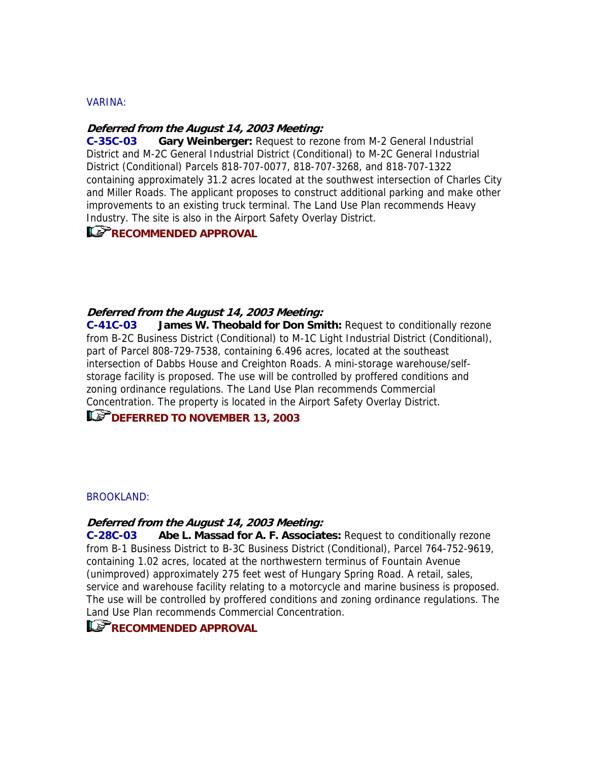VARINA:

***Deferred from the August 14, 2003 Meeting:***

**C-35C-03 Gary Weinberger:** Request to rezone from M-2 General Industrial District and M-2C General Industrial District (Conditional) to M-2C General Industrial District (Conditional) Parcels 818-707-0077, 818-707-3268, and 818-707-1322 containing approximately 31.2 acres located at the southwest intersection of Charles City and Miller Roads. The applicant proposes to construct additional parking and make other improvements to an existing truck terminal. The Land Use Plan recommends Heavy Industry. The site is also in the Airport Safety Overlay District.

**RECOMMENDED APPROVAL**

***Deferred from the August 14, 2003 Meeting:***

**C-41C-03 James W. Theobald for Don Smith:** Request to conditionally rezone from B-2C Business District (Conditional) to M-1C Light Industrial District (Conditional), part of Parcel 808-729-7538, containing 6.496 acres, located at the southeast intersection of Dabbs House and Creighton Roads. A mini-storage warehouse/self-storage facility is proposed. The use will be controlled by proffered conditions and zoning ordinance regulations. The Land Use Plan recommends Commercial Concentration. The property is located in the Airport Safety Overlay District.

**DEFERRED TO NOVEMBER 13, 2003**

BROOKLAND:

***Deferred from the August 14, 2003 Meeting:***

**C-28C-03 Abe L. Massad for A. F. Associates:** Request to conditionally rezone from B-1 Business District to B-3C Business District (Conditional), Parcel 764-752-9619, containing 1.02 acres, located at the northwestern terminus of Fountain Avenue (unimproved) approximately 275 feet west of Hungary Spring Road. A retail, sales, service and warehouse facility relating to a motorcycle and marine business is proposed. The use will be controlled by proffered conditions and zoning ordinance regulations. The Land Use Plan recommends Commercial Concentration.

**RECOMMENDED APPROVAL**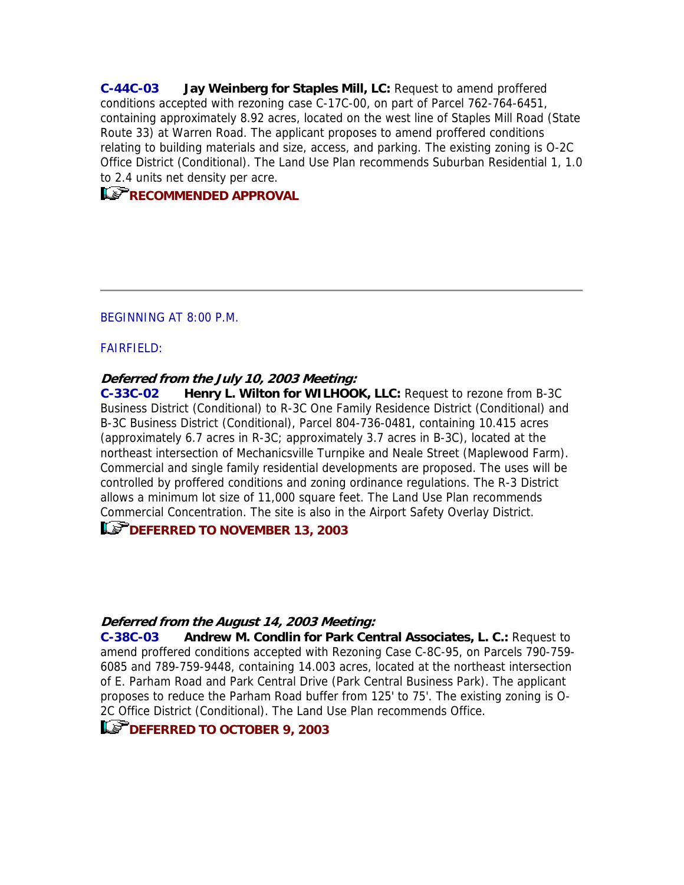**C-44C-03** **Jay Weinberg for Staples Mill, LC:** Request to amend proffered conditions accepted with rezoning case C-17C-00, on part of Parcel 762-764-6451, containing approximately 8.92 acres, located on the west line of Staples Mill Road (State Route 33) at Warren Road. The applicant proposes to amend proffered conditions relating to building materials and size, access, and parking. The existing zoning is O-2C Office District (Conditional). The Land Use Plan recommends Suburban Residential 1, 1.0 to 2.4 units net density per acre.

**RECOMMENDED APPROVAL**

---

BEGINNING AT 8:00 P.M.

FAIRFIELD:

***Deferred from the July 10, 2003 Meeting:***

**C-33C-02** **Henry L. Wilton for WILHOOK, LLC:** Request to rezone from B-3C Business District (Conditional) to R-3C One Family Residence District (Conditional) and B-3C Business District (Conditional), Parcel 804-736-0481, containing 10.415 acres (approximately 6.7 acres in R-3C; approximately 3.7 acres in B-3C), located at the northeast intersection of Mechanicsville Turnpike and Neale Street (Maplewood Farm). Commercial and single family residential developments are proposed. The uses will be controlled by proffered conditions and zoning ordinance regulations. The R-3 District allows a minimum lot size of 11,000 square feet. The Land Use Plan recommends Commercial Concentration. The site is also in the Airport Safety Overlay District.

**DEFERRED TO NOVEMBER 13, 2003**

***Deferred from the August 14, 2003 Meeting:***

**C-38C-03** **Andrew M. Condlin for Park Central Associates, L. C.:** Request to amend proffered conditions accepted with Rezoning Case C-8C-95, on Parcels 790-759-6085 and 789-759-9448, containing 14.003 acres, located at the northeast intersection of E. Parham Road and Park Central Drive (Park Central Business Park). The applicant proposes to reduce the Parham Road buffer from 125' to 75'. The existing zoning is O-2C Office District (Conditional). The Land Use Plan recommends Office.

**DEFERRED TO OCTOBER 9, 2003**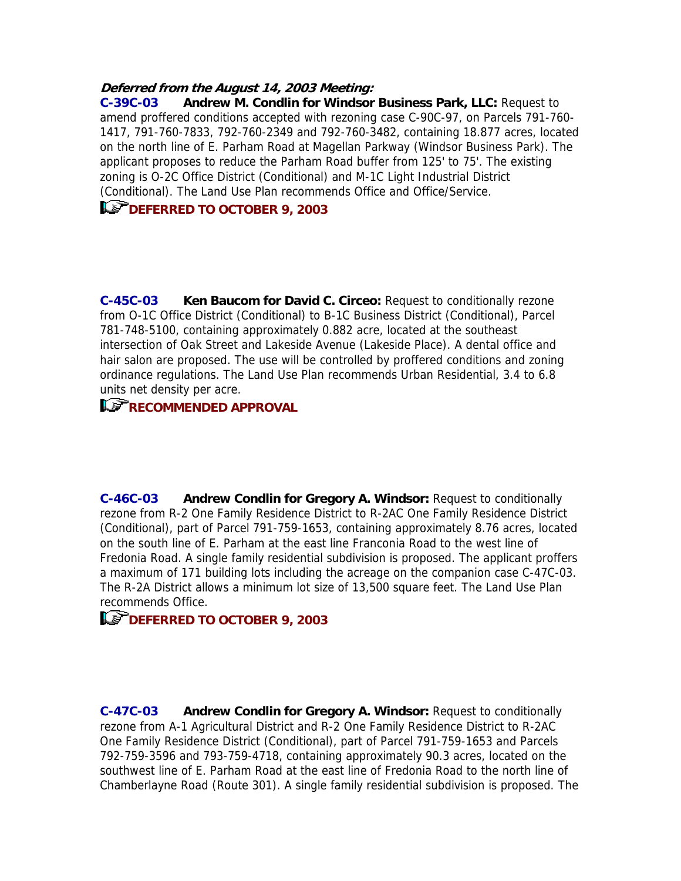***Deferred from the August 14, 2003 Meeting:***

**C-39C-03 Andrew M. Condlin for Windsor Business Park, LLC:** Request to amend proffered conditions accepted with rezoning case C-90C-97, on Parcels 791-760-1417, 791-760-7833, 792-760-2349 and 792-760-3482, containing 18.877 acres, located on the north line of E. Parham Road at Magellan Parkway (Windsor Business Park). The applicant proposes to reduce the Parham Road buffer from 125' to 75'. The existing zoning is O-2C Office District (Conditional) and M-1C Light Industrial District (Conditional). The Land Use Plan recommends Office and Office/Service.

**DEFERRED TO OCTOBER 9, 2003**

**C-45C-03 Ken Baucom for David C. Circeo:** Request to conditionally rezone from O-1C Office District (Conditional) to B-1C Business District (Conditional), Parcel 781-748-5100, containing approximately 0.882 acre, located at the southeast intersection of Oak Street and Lakeside Avenue (Lakeside Place). A dental office and hair salon are proposed. The use will be controlled by proffered conditions and zoning ordinance regulations. The Land Use Plan recommends Urban Residential, 3.4 to 6.8 units net density per acre.

**RECOMMENDED APPROVAL**

**C-46C-03 Andrew Condlin for Gregory A. Windsor:** Request to conditionally rezone from R-2 One Family Residence District to R-2AC One Family Residence District (Conditional), part of Parcel 791-759-1653, containing approximately 8.76 acres, located on the south line of E. Parham at the east line Franconia Road to the west line of Fredonia Road. A single family residential subdivision is proposed. The applicant proffers a maximum of 171 building lots including the acreage on the companion case C-47C-03. The R-2A District allows a minimum lot size of 13,500 square feet. The Land Use Plan recommends Office.

**DEFERRED TO OCTOBER 9, 2003**

**C-47C-03 Andrew Condlin for Gregory A. Windsor:** Request to conditionally rezone from A-1 Agricultural District and R-2 One Family Residence District to R-2AC One Family Residence District (Conditional), part of Parcel 791-759-1653 and Parcels 792-759-3596 and 793-759-4718, containing approximately 90.3 acres, located on the southwest line of E. Parham Road at the east line of Fredonia Road to the north line of Chamberlayne Road (Route 301). A single family residential subdivision is proposed. The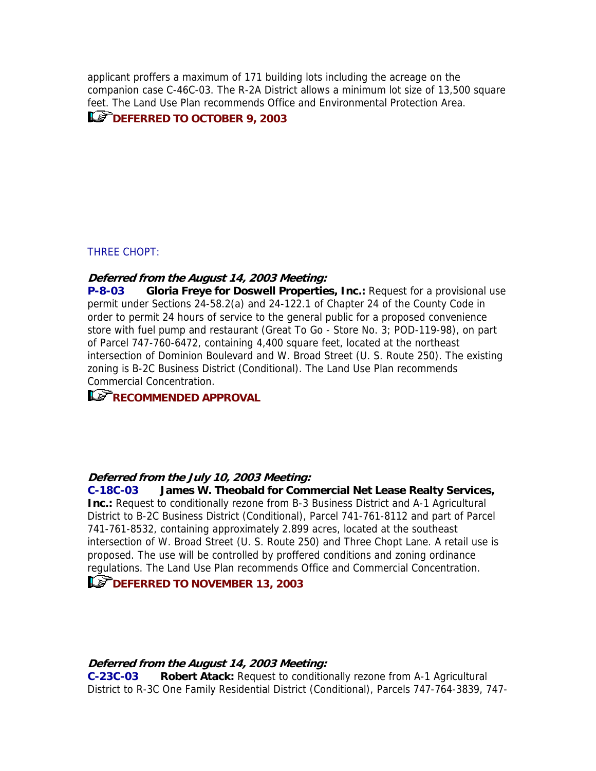applicant proffers a maximum of 171 building lots including the acreage on the companion case C-46C-03. The R-2A District allows a minimum lot size of 13,500 square feet. The Land Use Plan recommends Office and Environmental Protection Area.

**DEFERRED TO OCTOBER 9, 2003**

THREE CHOPT:

***Deferred from the August 14, 2003 Meeting:***

**P-8-03 Gloria Freye for Doswell Properties, Inc.:** Request for a provisional use permit under Sections 24-58.2(a) and 24-122.1 of Chapter 24 of the County Code in order to permit 24 hours of service to the general public for a proposed convenience store with fuel pump and restaurant (Great To Go - Store No. 3; POD-119-98), on part of Parcel 747-760-6472, containing 4,400 square feet, located at the northeast intersection of Dominion Boulevard and W. Broad Street (U. S. Route 250). The existing zoning is B-2C Business District (Conditional). The Land Use Plan recommends Commercial Concentration.

**RECOMMENDED APPROVAL**

***Deferred from the July 10, 2003 Meeting:***

**C-18C-03 James W. Theobald for Commercial Net Lease Realty Services, Inc.:** Request to conditionally rezone from B-3 Business District and A-1 Agricultural District to B-2C Business District (Conditional), Parcel 741-761-8112 and part of Parcel 741-761-8532, containing approximately 2.899 acres, located at the southeast intersection of W. Broad Street (U. S. Route 250) and Three Chopt Lane. A retail use is proposed. The use will be controlled by proffered conditions and zoning ordinance regulations. The Land Use Plan recommends Office and Commercial Concentration.

**DEFERRED TO NOVEMBER 13, 2003**

***Deferred from the August 14, 2003 Meeting:***

**C-23C-03 Robert Atack:** Request to conditionally rezone from A-1 Agricultural District to R-3C One Family Residential District (Conditional), Parcels 747-764-3839, 747-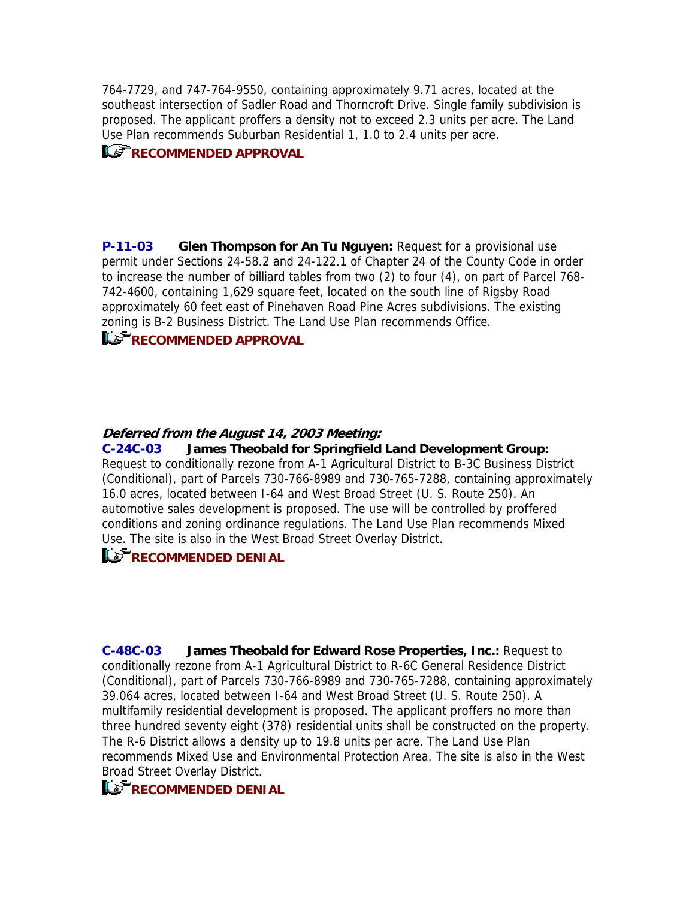764-7729, and 747-764-9550, containing approximately 9.71 acres, located at the southeast intersection of Sadler Road and Thorncroft Drive. Single family subdivision is proposed. The applicant proffers a density not to exceed 2.3 units per acre. The Land Use Plan recommends Suburban Residential 1, 1.0 to 2.4 units per acre.

**RECOMMENDED APPROVAL**

**P-11-03 Glen Thompson for An Tu Nguyen:** Request for a provisional use permit under Sections 24-58.2 and 24-122.1 of Chapter 24 of the County Code in order to increase the number of billiard tables from two (2) to four (4), on part of Parcel 768-742-4600, containing 1,629 square feet, located on the south line of Rigsby Road approximately 60 feet east of Pinehaven Road Pine Acres subdivisions. The existing zoning is B-2 Business District. The Land Use Plan recommends Office.

**RECOMMENDED APPROVAL**

***Deferred from the August 14, 2003 Meeting:***

**C-24C-03 James Theobald for Springfield Land Development Group:** Request to conditionally rezone from A-1 Agricultural District to B-3C Business District (Conditional), part of Parcels 730-766-8989 and 730-765-7288, containing approximately 16.0 acres, located between I-64 and West Broad Street (U. S. Route 250). An automotive sales development is proposed. The use will be controlled by proffered conditions and zoning ordinance regulations. The Land Use Plan recommends Mixed Use. The site is also in the West Broad Street Overlay District.

**RECOMMENDED DENIAL**

**C-48C-03 James Theobald for Edward Rose Properties, Inc.:** Request to conditionally rezone from A-1 Agricultural District to R-6C General Residence District (Conditional), part of Parcels 730-766-8989 and 730-765-7288, containing approximately 39.064 acres, located between I-64 and West Broad Street (U. S. Route 250). A multifamily residential development is proposed. The applicant proffers no more than three hundred seventy eight (378) residential units shall be constructed on the property. The R-6 District allows a density up to 19.8 units per acre. The Land Use Plan recommends Mixed Use and Environmental Protection Area. The site is also in the West Broad Street Overlay District.

**RECOMMENDED DENIAL**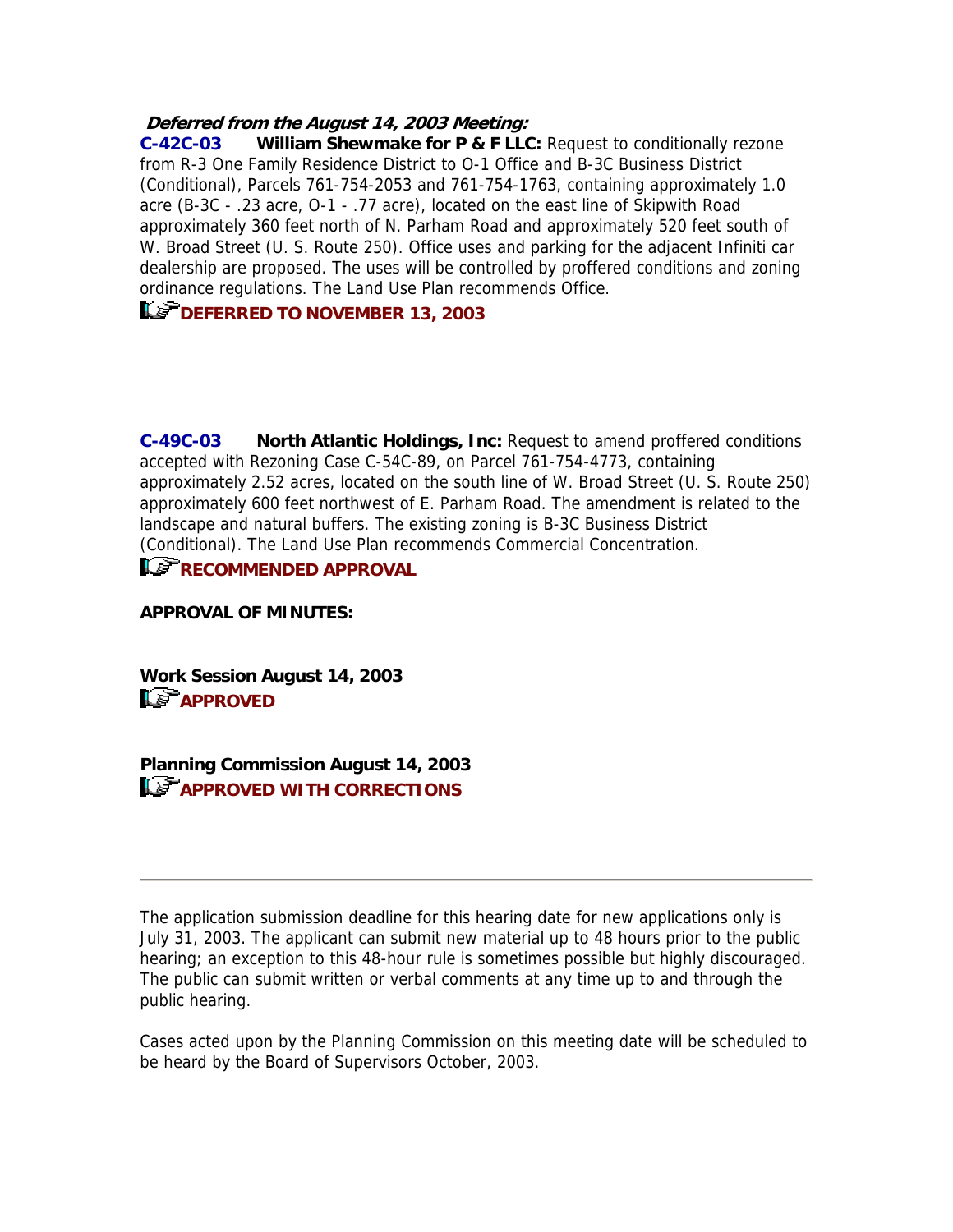***Deferred from the August 14, 2003 Meeting:***

**C-42C-03** **William Shewmake for P & F LLC:** Request to conditionally rezone from R-3 One Family Residence District to O-1 Office and B-3C Business District (Conditional), Parcels 761-754-2053 and 761-754-1763, containing approximately 1.0 acre (B-3C - .23 acre, O-1 - .77 acre), located on the east line of Skipwith Road approximately 360 feet north of N. Parham Road and approximately 520 feet south of W. Broad Street (U. S. Route 250). Office uses and parking for the adjacent Infiniti car dealership are proposed. The uses will be controlled by proffered conditions and zoning ordinance regulations. The Land Use Plan recommends Office.

**DEFERRED TO NOVEMBER 13, 2003**

**C-49C-03** **North Atlantic Holdings, Inc:** Request to amend proffered conditions accepted with Rezoning Case C-54C-89, on Parcel 761-754-4773, containing approximately 2.52 acres, located on the south line of W. Broad Street (U. S. Route 250) approximately 600 feet northwest of E. Parham Road. The amendment is related to the landscape and natural buffers. The existing zoning is B-3C Business District (Conditional). The Land Use Plan recommends Commercial Concentration.

**RECOMMENDED APPROVAL**

**APPROVAL OF MINUTES:**

**Work Session August 14, 2003**

**APPROVED**

**Planning Commission August 14, 2003**

**APPROVED WITH CORRECTIONS**

---

The application submission deadline for this hearing date for new applications only is July 31, 2003. The applicant can submit new material up to 48 hours prior to the public hearing; an exception to this 48-hour rule is sometimes possible but highly discouraged. The public can submit written or verbal comments at any time up to and through the public hearing.

Cases acted upon by the Planning Commission on this meeting date will be scheduled to be heard by the Board of Supervisors October, 2003.